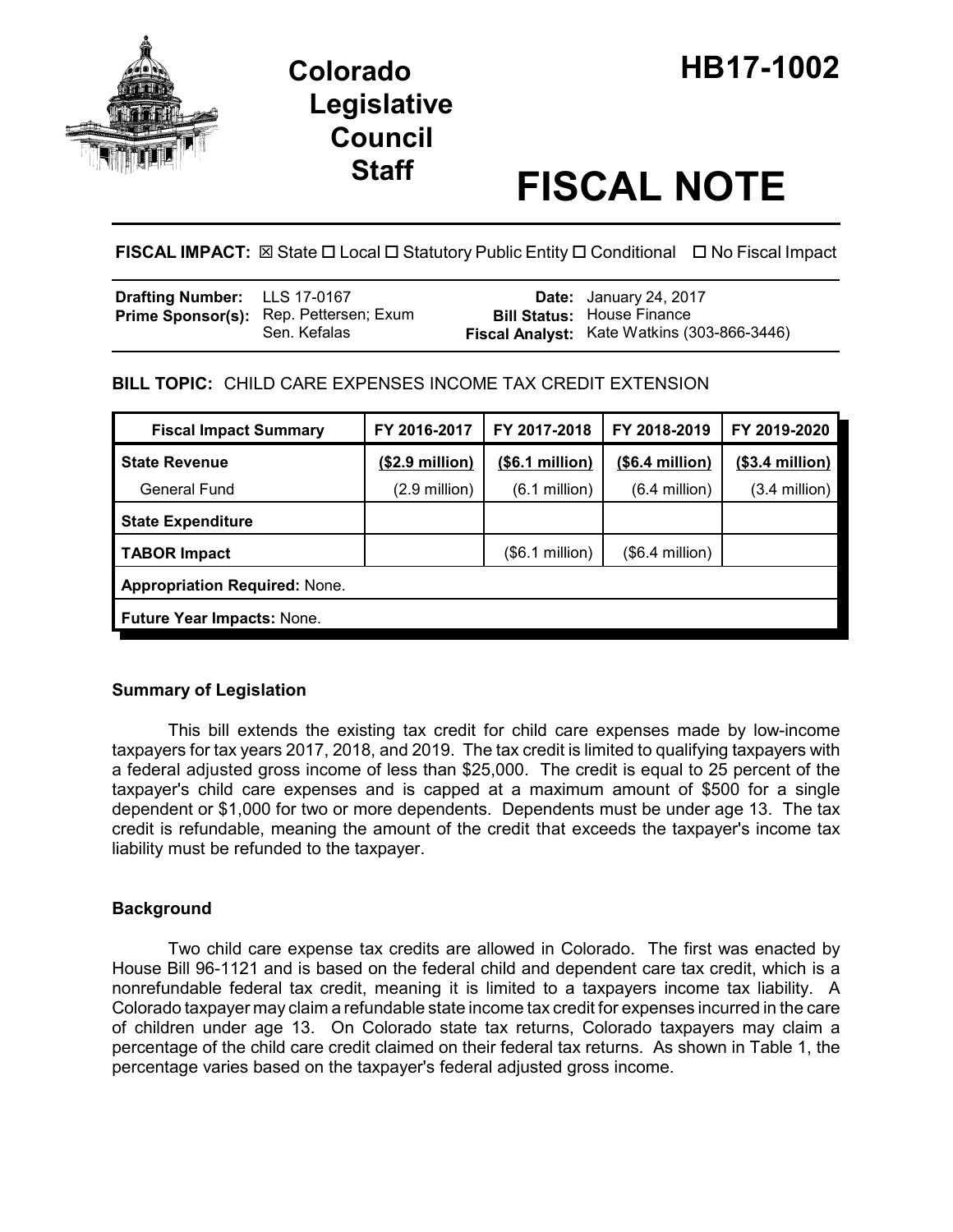# Colorado Legislative Council Staff

# HB17-1002

# FISCAL NOTE

**FISCAL IMPACT:** ☒ State ☐ Local ☐ Statutory Public Entity ☐ Conditional ☐ No Fiscal Impact

| | | | |
|---|---|---|---|
| **Drafting Number:** | LLS 17-0167 | **Date:** | January 24, 2017 |
| **Prime Sponsor(s):** | Rep. Pettersen; Exum<br>Sen. Kefalas | **Bill Status:** | House Finance |
| | | **Fiscal Analyst:** | Kate Watkins (303-866-3446) |

**BILL TOPIC:** CHILD CARE EXPENSES INCOME TAX CREDIT EXTENSION

| Fiscal Impact Summary | FY 2016-2017 | FY 2017-2018 | FY 2018-2019 | FY 2019-2020 |
|---|---|---|---|---|
| **State Revenue** | **(\$2.9 million)** | **(\$6.1 million)** | **(\$6.4 million)** | **(\$3.4 million)** |
| General Fund | (2.9 million) | (6.1 million) | (6.4 million) | (3.4 million) |
| **State Expenditure** | | | | |
| **TABOR Impact** | | (\$6.1 million) | (\$6.4 million) | |
| **Appropriation Required:** None. | | | | |
| **Future Year Impacts:** None. | | | | |

### Summary of Legislation

This bill extends the existing tax credit for child care expenses made by low-income taxpayers for tax years 2017, 2018, and 2019. The tax credit is limited to qualifying taxpayers with a federal adjusted gross income of less than \$25,000. The credit is equal to 25 percent of the taxpayer's child care expenses and is capped at a maximum amount of \$500 for a single dependent or \$1,000 for two or more dependents. Dependents must be under age 13. The tax credit is refundable, meaning the amount of the credit that exceeds the taxpayer's income tax liability must be refunded to the taxpayer.

### Background

Two child care expense tax credits are allowed in Colorado. The first was enacted by House Bill 96-1121 and is based on the federal child and dependent care tax credit, which is a nonrefundable federal tax credit, meaning it is limited to a taxpayers income tax liability. A Colorado taxpayer may claim a refundable state income tax credit for expenses incurred in the care of children under age 13. On Colorado state tax returns, Colorado taxpayers may claim a percentage of the child care credit claimed on their federal tax returns. As shown in Table 1, the percentage varies based on the taxpayer's federal adjusted gross income.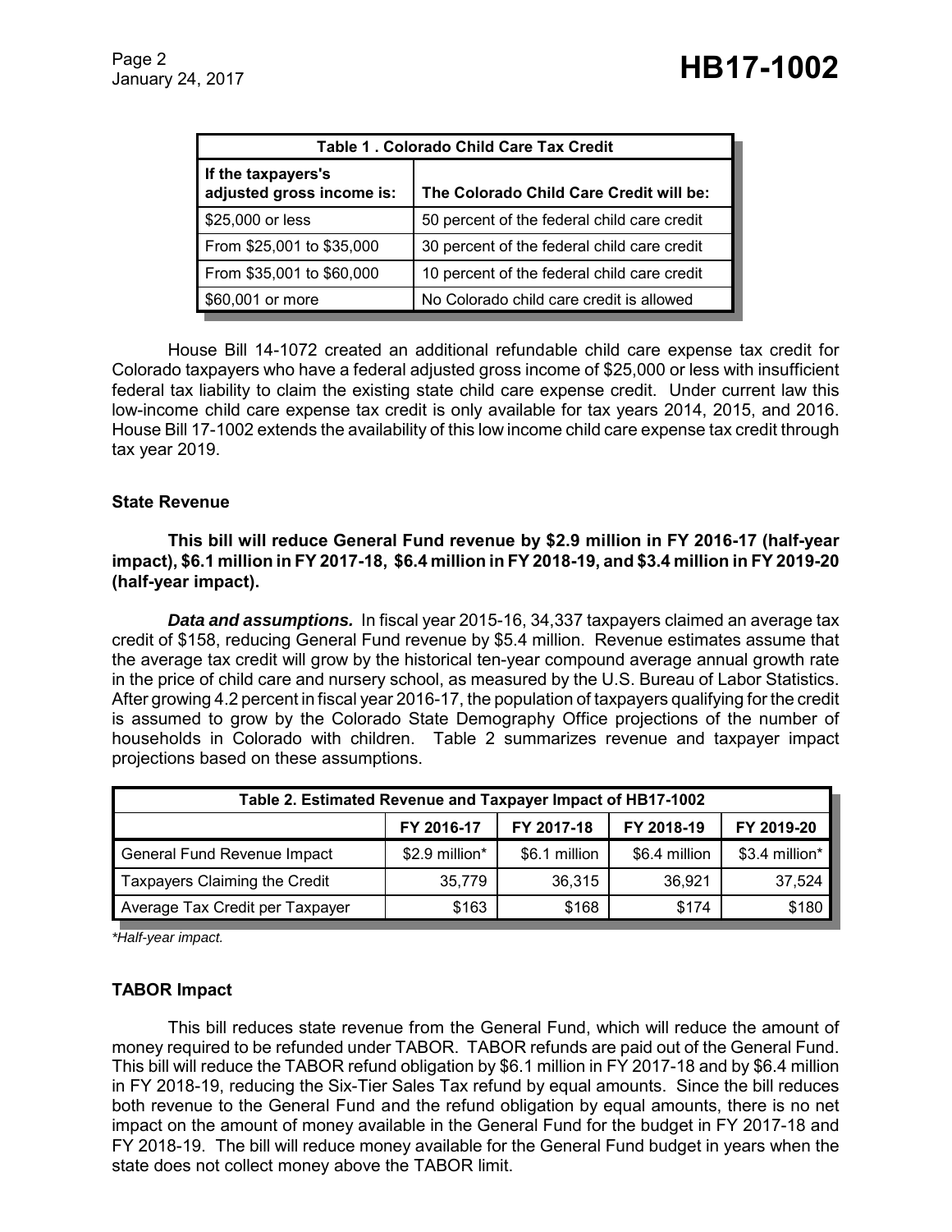| Table 1 . Colorado Child Care Tax Credit | |
|---|---|
| If the taxpayers's adjusted gross income is: | The Colorado Child Care Credit will be: |
| $25,000 or less | 50 percent of the federal child care credit |
| From $25,001 to $35,000 | 30 percent of the federal child care credit |
| From $35,001 to $60,000 | 10 percent of the federal child care credit |
| $60,001 or more | No Colorado child care credit is allowed |

House Bill 14-1072 created an additional refundable child care expense tax credit for Colorado taxpayers who have a federal adjusted gross income of $25,000 or less with insufficient federal tax liability to claim the existing state child care expense credit. Under current law this low-income child care expense tax credit is only available for tax years 2014, 2015, and 2016. House Bill 17-1002 extends the availability of this low income child care expense tax credit through tax year 2019.

### State Revenue

**This bill will reduce General Fund revenue by $2.9 million in FY 2016-17 (half-year impact), $6.1 million in FY 2017-18, $6.4 million in FY 2018-19, and $3.4 million in FY 2019-20 (half-year impact).**

***Data and assumptions.*** In fiscal year 2015-16, 34,337 taxpayers claimed an average tax credit of $158, reducing General Fund revenue by $5.4 million. Revenue estimates assume that the average tax credit will grow by the historical ten-year compound average annual growth rate in the price of child care and nursery school, as measured by the U.S. Bureau of Labor Statistics. After growing 4.2 percent in fiscal year 2016-17, the population of taxpayers qualifying for the credit is assumed to grow by the Colorado State Demography Office projections of the number of households in Colorado with children. Table 2 summarizes revenue and taxpayer impact projections based on these assumptions.

| Table 2. Estimated Revenue and Taxpayer Impact of HB17-1002 | | | | |
|---|---|---|---|---|
| | FY 2016-17 | FY 2017-18 | FY 2018-19 | FY 2019-20 |
| General Fund Revenue Impact | $2.9 million* | $6.1 million | $6.4 million | $3.4 million* |
| Taxpayers Claiming the Credit | 35,779 | 36,315 | 36,921 | 37,524 |
| Average Tax Credit per Taxpayer | $163 | $168 | $174 | $180 |

*\*Half-year impact.*

### TABOR Impact

This bill reduces state revenue from the General Fund, which will reduce the amount of money required to be refunded under TABOR. TABOR refunds are paid out of the General Fund. This bill will reduce the TABOR refund obligation by $6.1 million in FY 2017-18 and by $6.4 million in FY 2018-19, reducing the Six-Tier Sales Tax refund by equal amounts. Since the bill reduces both revenue to the General Fund and the refund obligation by equal amounts, there is no net impact on the amount of money available in the General Fund for the budget in FY 2017-18 and FY 2018-19. The bill will reduce money available for the General Fund budget in years when the state does not collect money above the TABOR limit.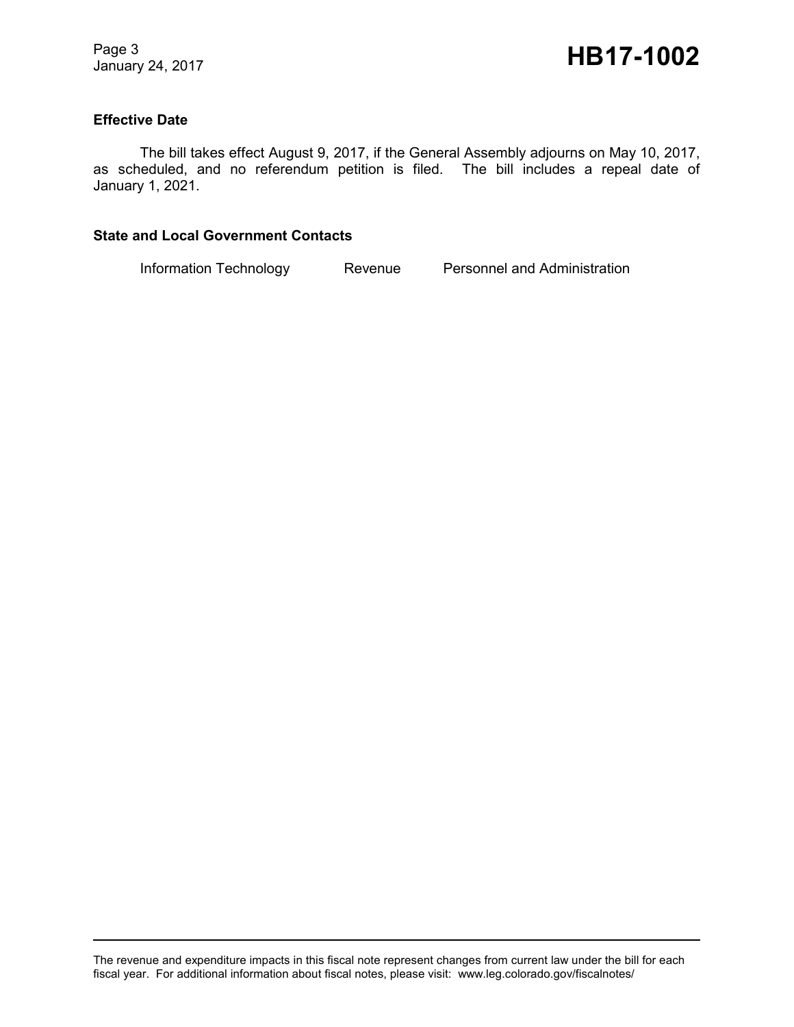## Effective Date

The bill takes effect August 9, 2017, if the General Assembly adjourns on May 10, 2017, as scheduled, and no referendum petition is filed. The bill includes a repeal date of January 1, 2021.

## State and Local Government Contacts

Information Technology    Revenue    Personnel and Administration

The revenue and expenditure impacts in this fiscal note represent changes from current law under the bill for each fiscal year. For additional information about fiscal notes, please visit: www.leg.colorado.gov/fiscalnotes/